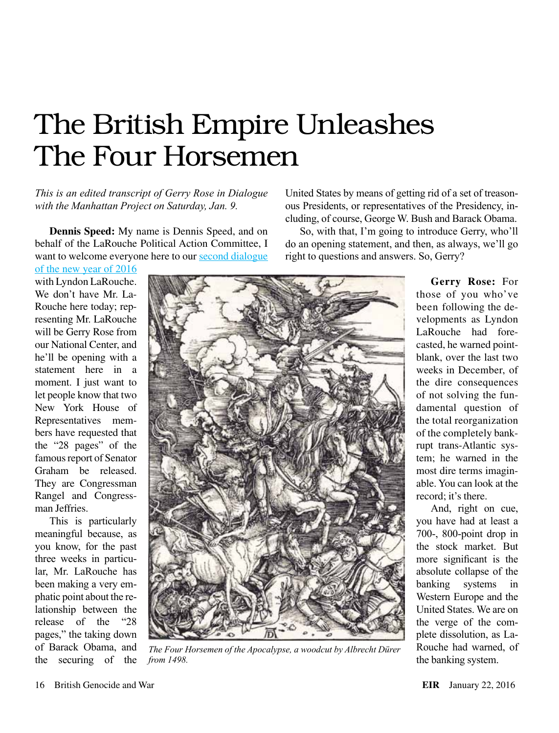# The British Empire Unleashes The Four Horsemen

*This is an edited transcript of Gerry Rose in Dialogue with the Manhattan Project on Saturday, Jan. 9.*

**Dennis Speed:** My name is Dennis Speed, and on behalf of the LaRouche Political Action Committee, I want to welcome everyone here to our second dialogue of the new year of 2016 with Lyndon LaRouche. We don't have Mr. LaRouche here today; representing Mr. LaRouche will be Gerry Rose from our National Center, and he'll be opening with a statement here in a moment. I just want to let people know that two New York House of Representatives members have requested that the "28 pages" of the famous report of Senator Graham be released. They are Congressman Rangel and Congressman Jeffries.

This is particularly meaningful because, as you know, for the past three weeks in particular, Mr. LaRouche has been making a very emphatic point about the relationship between the release of the "28 pages," the taking down of Barack Obama, and the securing of the United States by means of getting rid of a set of treasonous Presidents, or representatives of the Presidency, including, of course, George W. Bush and Barack Obama.

So, with that, I'm going to introduce Gerry, who'll do an opening statement, and then, as always, we'll go right to questions and answers. So, Gerry?

*The Four Horsemen of the Apocalypse, a woodcut by Albrecht Dürer from 1498.*

**Gerry Rose:** For those of you who've been following the developments as Lyndon LaRouche had forecasted, he warned point-blank, over the last two weeks in December, of the dire consequences of not solving the fundamental question of the total reorganization of the completely bankrupt trans-Atlantic system; he warned in the most dire terms imaginable. You can look at the record; it's there.

And, right on cue, you have had at least a 700-, 800-point drop in the stock market. But more significant is the absolute collapse of the banking systems in Western Europe and the United States. We are on the verge of the complete dissolution, as LaRouche had warned, of the banking system.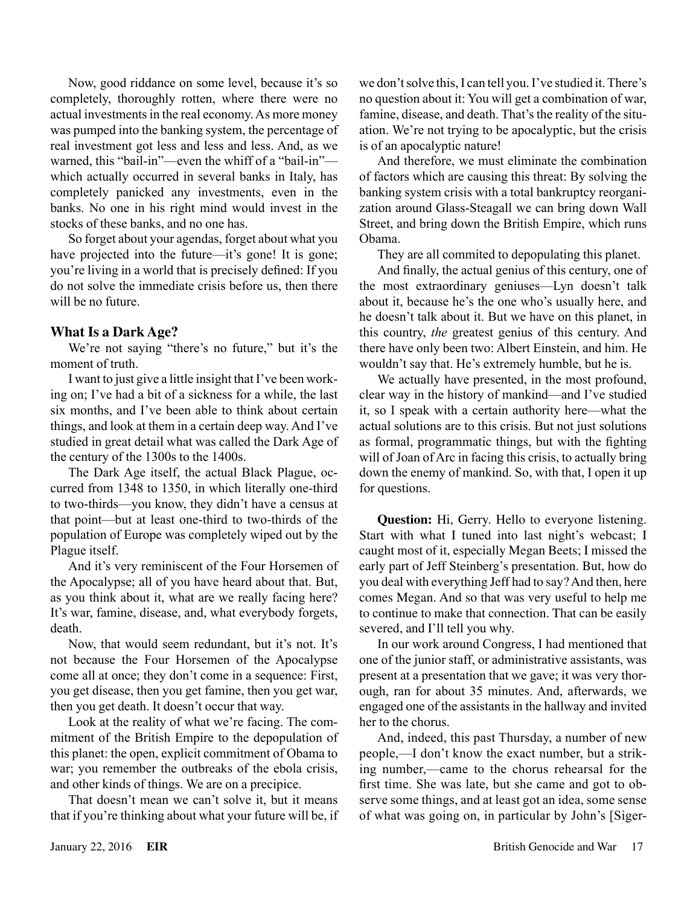Now, good riddance on some level, because it's so completely, thoroughly rotten, where there were no actual investments in the real economy. As more money was pumped into the banking system, the percentage of real investment got less and less and less. And, as we warned, this "bail-in"—even the whiff of a "bail-in"—which actually occurred in several banks in Italy, has completely panicked any investments, even in the banks. No one in his right mind would invest in the stocks of these banks, and no one has.

So forget about your agendas, forget about what you have projected into the future—it's gone! It is gone; you're living in a world that is precisely defined: If you do not solve the immediate crisis before us, then there will be no future.

### What Is a Dark Age?

We're not saying "there's no future," but it's the moment of truth.

I want to just give a little insight that I've been working on; I've had a bit of a sickness for a while, the last six months, and I've been able to think about certain things, and look at them in a certain deep way. And I've studied in great detail what was called the Dark Age of the century of the 1300s to the 1400s.

The Dark Age itself, the actual Black Plague, occurred from 1348 to 1350, in which literally one-third to two-thirds—you know, they didn't have a census at that point—but at least one-third to two-thirds of the population of Europe was completely wiped out by the Plague itself.

And it's very reminiscent of the Four Horsemen of the Apocalypse; all of you have heard about that. But, as you think about it, what are we really facing here? It's war, famine, disease, and, what everybody forgets, death.

Now, that would seem redundant, but it's not. It's not because the Four Horsemen of the Apocalypse come all at once; they don't come in a sequence: First, you get disease, then you get famine, then you get war, then you get death. It doesn't occur that way.

Look at the reality of what we're facing. The commitment of the British Empire to the depopulation of this planet: the open, explicit commitment of Obama to war; you remember the outbreaks of the ebola crisis, and other kinds of things. We are on a precipice.

That doesn't mean we can't solve it, but it means that if you're thinking about what your future will be, if we don't solve this, I can tell you. I've studied it. There's no question about it: You will get a combination of war, famine, disease, and death. That's the reality of the situation. We're not trying to be apocalyptic, but the crisis is of an apocalyptic nature!

And therefore, we must eliminate the combination of factors which are causing this threat: By solving the banking system crisis with a total bankruptcy reorganization around Glass-Steagall we can bring down Wall Street, and bring down the British Empire, which runs Obama.

They are all commited to depopulating this planet.

And finally, the actual genius of this century, one of the most extraordinary geniuses—Lyn doesn't talk about it, because he's the one who's usually here, and he doesn't talk about it. But we have on this planet, in this country, *the* greatest genius of this century. And there have only been two: Albert Einstein, and him. He wouldn't say that. He's extremely humble, but he is.

We actually have presented, in the most profound, clear way in the history of mankind—and I've studied it, so I speak with a certain authority here—what the actual solutions are to this crisis. But not just solutions as formal, programmatic things, but with the fighting will of Joan of Arc in facing this crisis, to actually bring down the enemy of mankind. So, with that, I open it up for questions.

**Question:** Hi, Gerry. Hello to everyone listening. Start with what I tuned into last night's webcast; I caught most of it, especially Megan Beets; I missed the early part of Jeff Steinberg's presentation. But, how do you deal with everything Jeff had to say? And then, here comes Megan. And so that was very useful to help me to continue to make that connection. That can be easily severed, and I'll tell you why.

In our work around Congress, I had mentioned that one of the junior staff, or administrative assistants, was present at a presentation that we gave; it was very thorough, ran for about 35 minutes. And, afterwards, we engaged one of the assistants in the hallway and invited her to the chorus.

And, indeed, this past Thursday, a number of new people,—I don't know the exact number, but a striking number,—came to the chorus rehearsal for the first time. She was late, but she came and got to observe some things, and at least got an idea, some sense of what was going on, in particular by John's [Siger-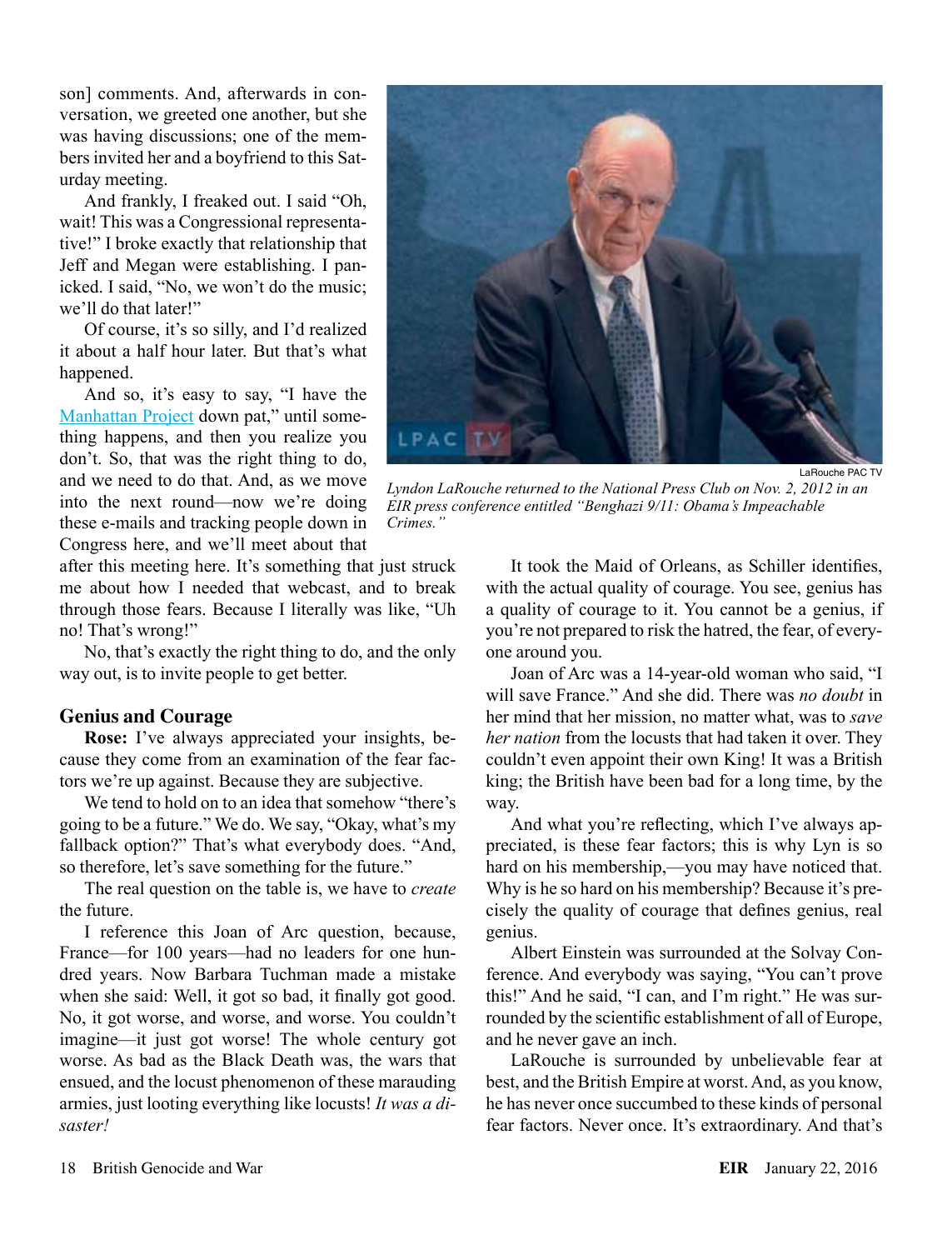son] comments. And, afterwards in conversation, we greeted one another, but she was having discussions; one of the members invited her and a boyfriend to this Saturday meeting.

And frankly, I freaked out. I said "Oh, wait! This was a Congressional representative!" I broke exactly that relationship that Jeff and Megan were establishing. I panicked. I said, "No, we won't do the music; we'll do that later!"

Of course, it's so silly, and I'd realized it about a half hour later. But that's what happened.

And so, it's easy to say, "I have the Manhattan Project down pat," until something happens, and then you realize you don't. So, that was the right thing to do, and we need to do that. And, as we move into the next round—now we're doing these e-mails and tracking people down in Congress here, and we'll meet about that after this meeting here. It's something that just struck me about how I needed that webcast, and to break through those fears. Because I literally was like, "Uh no! That's wrong!"

No, that's exactly the right thing to do, and the only way out, is to invite people to get better.

LaRouche PAC TV

*Lyndon LaRouche returned to the National Press Club on Nov. 2, 2012 in an EIR press conference entitled "Benghazi 9/11: Obama's Impeachable Crimes."*

## Genius and Courage

**Rose:** I've always appreciated your insights, because they come from an examination of the fear factors we're up against. Because they are subjective.

We tend to hold on to an idea that somehow "there's going to be a future." We do. We say, "Okay, what's my fallback option?" That's what everybody does. "And, so therefore, let's save something for the future."

The real question on the table is, we have to *create* the future.

I reference this Joan of Arc question, because, France—for 100 years—had no leaders for one hundred years. Now Barbara Tuchman made a mistake when she said: Well, it got so bad, it finally got good. No, it got worse, and worse, and worse. You couldn't imagine—it just got worse! The whole century got worse. As bad as the Black Death was, the wars that ensued, and the locust phenomenon of these marauding armies, just looting everything like locusts! *It was a disaster!*

It took the Maid of Orleans, as Schiller identifies, with the actual quality of courage. You see, genius has a quality of courage to it. You cannot be a genius, if you're not prepared to risk the hatred, the fear, of everyone around you.

Joan of Arc was a 14-year-old woman who said, "I will save France." And she did. There was *no doubt* in her mind that her mission, no matter what, was to *save her nation* from the locusts that had taken it over. They couldn't even appoint their own King! It was a British king; the British have been bad for a long time, by the way.

And what you're reflecting, which I've always appreciated, is these fear factors; this is why Lyn is so hard on his membership,—you may have noticed that. Why is he so hard on his membership? Because it's precisely the quality of courage that defines genius, real genius.

Albert Einstein was surrounded at the Solvay Conference. And everybody was saying, "You can't prove this!" And he said, "I can, and I'm right." He was surrounded by the scientific establishment of all of Europe, and he never gave an inch.

LaRouche is surrounded by unbelievable fear at best, and the British Empire at worst. And, as you know, he has never once succumbed to these kinds of personal fear factors. Never once. It's extraordinary. And that's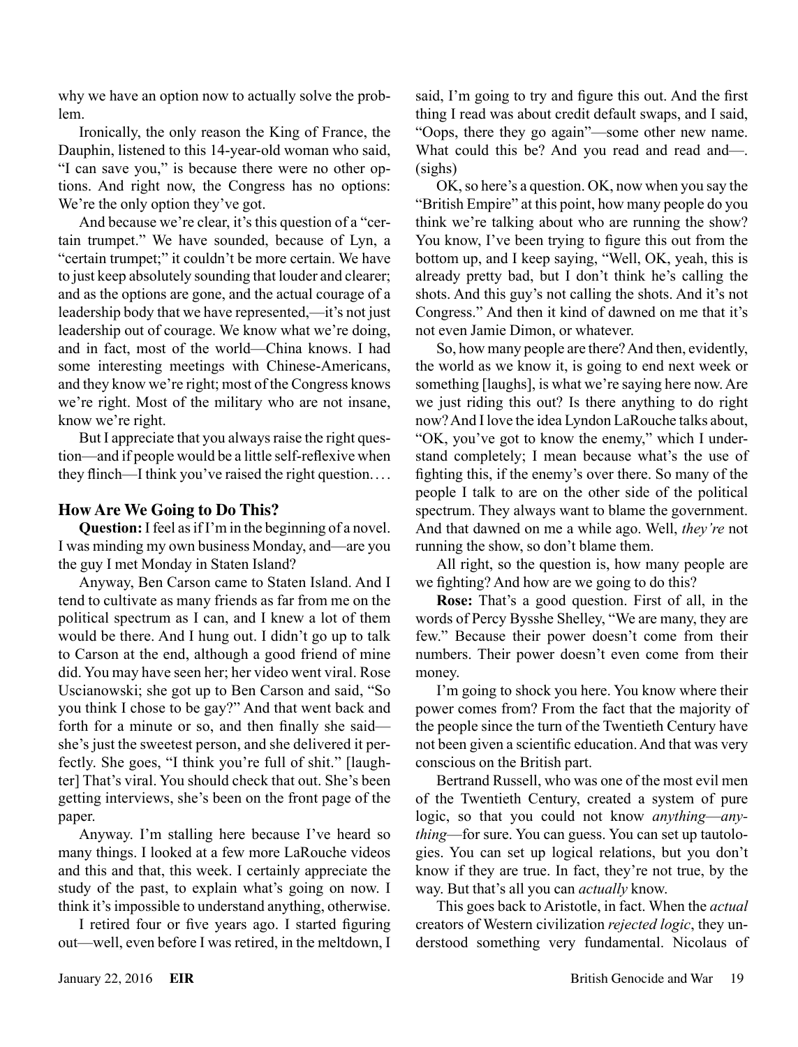why we have an option now to actually solve the problem.

Ironically, the only reason the King of France, the Dauphin, listened to this 14-year-old woman who said, "I can save you," is because there were no other options. And right now, the Congress has no options: We're the only option they've got.

And because we're clear, it's this question of a "certain trumpet." We have sounded, because of Lyn, a "certain trumpet;" it couldn't be more certain. We have to just keep absolutely sounding that louder and clearer; and as the options are gone, and the actual courage of a leadership body that we have represented,—it's not just leadership out of courage. We know what we're doing, and in fact, most of the world—China knows. I had some interesting meetings with Chinese-Americans, and they know we're right; most of the Congress knows we're right. Most of the military who are not insane, know we're right.

But I appreciate that you always raise the right question—and if people would be a little self-reflexive when they flinch—I think you've raised the right question. . . .

## How Are We Going to Do This?

**Question:** I feel as if I'm in the beginning of a novel. I was minding my own business Monday, and—are you the guy I met Monday in Staten Island?

Anyway, Ben Carson came to Staten Island. And I tend to cultivate as many friends as far from me on the political spectrum as I can, and I knew a lot of them would be there. And I hung out. I didn't go up to talk to Carson at the end, although a good friend of mine did. You may have seen her; her video went viral. Rose Uscianowski; she got up to Ben Carson and said, "So you think I chose to be gay?" And that went back and forth for a minute or so, and then finally she said—she's just the sweetest person, and she delivered it perfectly. She goes, "I think you're full of shit." [laughter] That's viral. You should check that out. She's been getting interviews, she's been on the front page of the paper.

Anyway. I'm stalling here because I've heard so many things. I looked at a few more LaRouche videos and this and that, this week. I certainly appreciate the study of the past, to explain what's going on now. I think it's impossible to understand anything, otherwise.

I retired four or five years ago. I started figuring out—well, even before I was retired, in the meltdown, I said, I'm going to try and figure this out. And the first thing I read was about credit default swaps, and I said, "Oops, there they go again"—some other new name. What could this be? And you read and read and—. (sighs)

OK, so here's a question. OK, now when you say the "British Empire" at this point, how many people do you think we're talking about who are running the show? You know, I've been trying to figure this out from the bottom up, and I keep saying, "Well, OK, yeah, this is already pretty bad, but I don't think he's calling the shots. And this guy's not calling the shots. And it's not Congress." And then it kind of dawned on me that it's not even Jamie Dimon, or whatever.

So, how many people are there? And then, evidently, the world as we know it, is going to end next week or something [laughs], is what we're saying here now. Are we just riding this out? Is there anything to do right now? And I love the idea Lyndon LaRouche talks about, "OK, you've got to know the enemy," which I understand completely; I mean because what's the use of fighting this, if the enemy's over there. So many of the people I talk to are on the other side of the political spectrum. They always want to blame the government. And that dawned on me a while ago. Well, *they're* not running the show, so don't blame them.

All right, so the question is, how many people are we fighting? And how are we going to do this?

**Rose:** That's a good question. First of all, in the words of Percy Bysshe Shelley, "We are many, they are few." Because their power doesn't come from their numbers. Their power doesn't even come from their money.

I'm going to shock you here. You know where their power comes from? From the fact that the majority of the people since the turn of the Twentieth Century have not been given a scientific education. And that was very conscious on the British part.

Bertrand Russell, who was one of the most evil men of the Twentieth Century, created a system of pure logic, so that you could not know *anything*—*anything*—for sure. You can guess. You can set up tautologies. You can set up logical relations, but you don't know if they are true. In fact, they're not true, by the way. But that's all you can *actually* know.

This goes back to Aristotle, in fact. When the *actual* creators of Western civilization *rejected logic*, they understood something very fundamental. Nicolaus of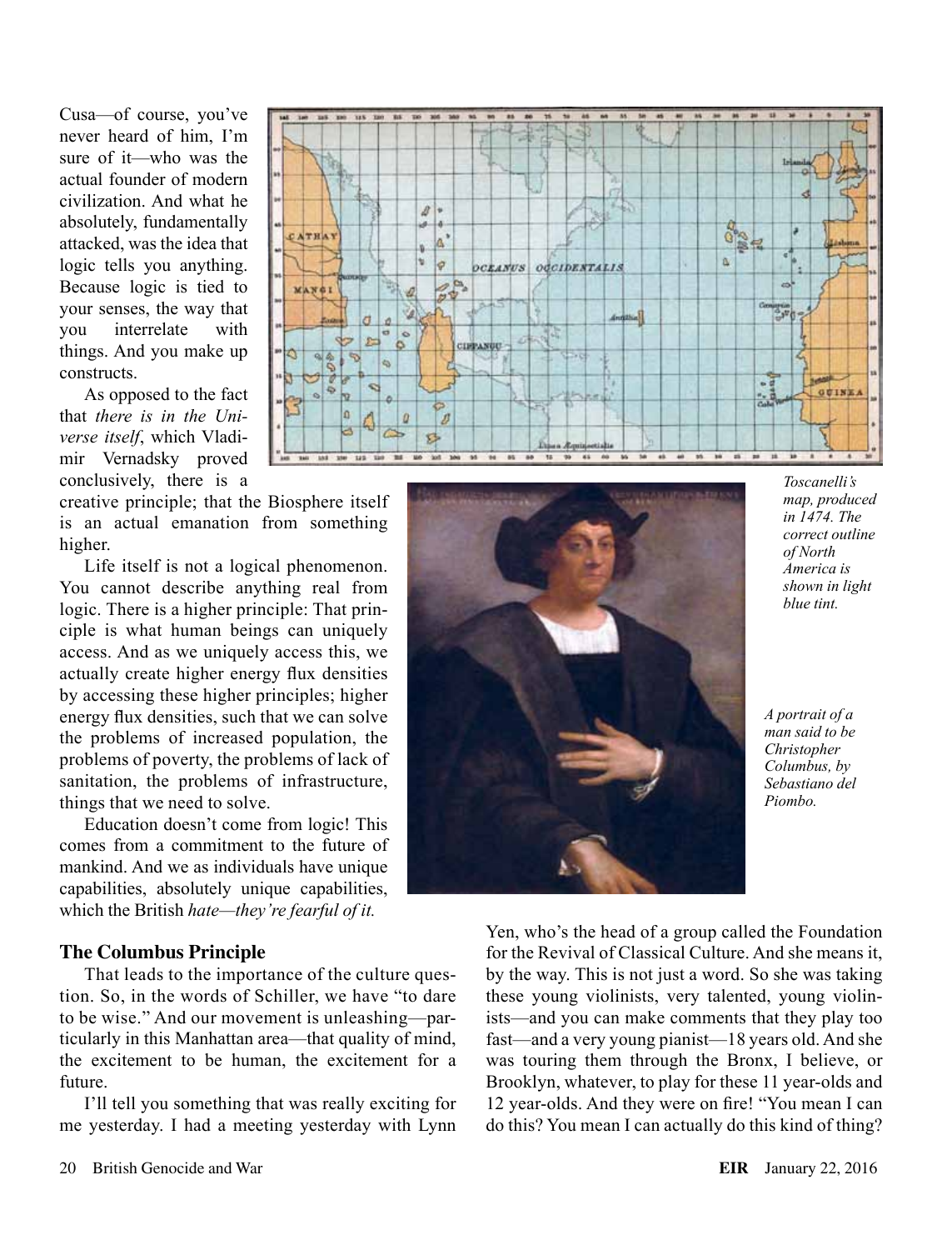Cusa—of course, you've never heard of him, I'm sure of it—who was the actual founder of modern civilization. And what he absolutely, fundamentally attacked, was the idea that logic tells you anything. Because logic is tied to your senses, the way that you interrelate with things. And you make up constructs.

As opposed to the fact that *there is in the Universe itself*, which Vladimir Vernadsky proved conclusively, there is a creative principle; that the Biosphere itself is an actual emanation from something higher.

Life itself is not a logical phenomenon. You cannot describe anything real from logic. There is a higher principle: That principle is what human beings can uniquely access. And as we uniquely access this, we actually create higher energy flux densities by accessing these higher principles; higher energy flux densities, such that we can solve the problems of increased population, the problems of poverty, the problems of lack of sanitation, the problems of infrastructure, things that we need to solve.

Education doesn't come from logic! This comes from a commitment to the future of mankind. And we as individuals have unique capabilities, absolutely unique capabilities, which the British *hate—they're fearful of it.*

*Toscanelli's map, produced in 1474. The correct outline of North America is shown in light blue tint.*

*A portrait of a man said to be Christopher Columbus, by Sebastiano del Piombo.*

### The Columbus Principle

That leads to the importance of the culture question. So, in the words of Schiller, we have "to dare to be wise." And our movement is unleashing—particularly in this Manhattan area—that quality of mind, the excitement to be human, the excitement for a future.

I'll tell you something that was really exciting for me yesterday. I had a meeting yesterday with Lynn Yen, who's the head of a group called the Foundation for the Revival of Classical Culture. And she means it, by the way. This is not just a word. So she was taking these young violinists, very talented, young violinists—and you can make comments that they play too fast—and a very young pianist—18 years old. And she was touring them through the Bronx, I believe, or Brooklyn, whatever, to play for these 11 year-olds and 12 year-olds. And they were on fire! "You mean I can do this? You mean I can actually do this kind of thing?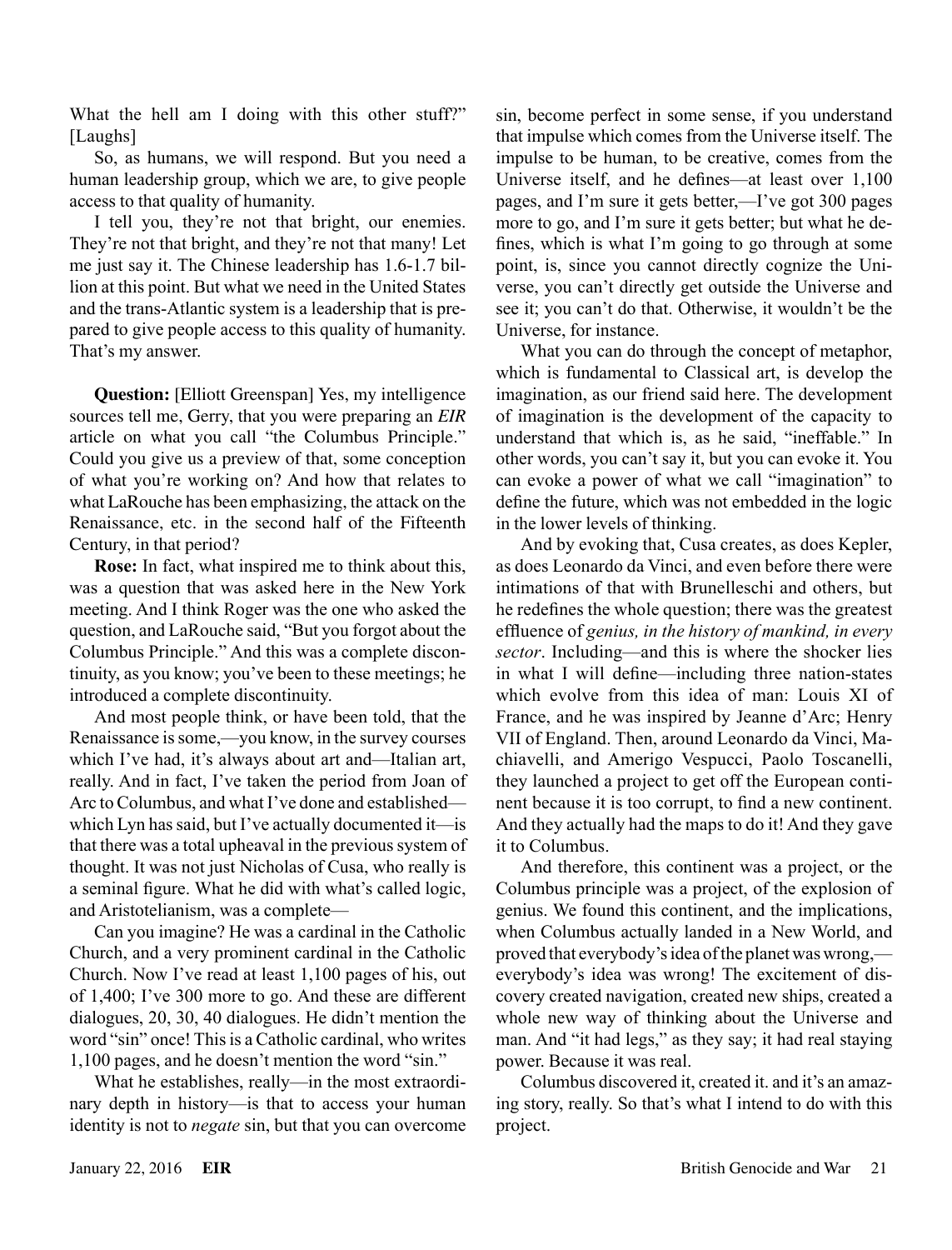What the hell am I doing with this other stuff?" [Laughs]

So, as humans, we will respond. But you need a human leadership group, which we are, to give people access to that quality of humanity.

I tell you, they're not that bright, our enemies. They're not that bright, and they're not that many! Let me just say it. The Chinese leadership has 1.6-1.7 billion at this point. But what we need in the United States and the trans-Atlantic system is a leadership that is prepared to give people access to this quality of humanity. That's my answer.

**Question:** [Elliott Greenspan] Yes, my intelligence sources tell me, Gerry, that you were preparing an *EIR* article on what you call "the Columbus Principle." Could you give us a preview of that, some conception of what you're working on? And how that relates to what LaRouche has been emphasizing, the attack on the Renaissance, etc. in the second half of the Fifteenth Century, in that period?

**Rose:** In fact, what inspired me to think about this, was a question that was asked here in the New York meeting. And I think Roger was the one who asked the question, and LaRouche said, "But you forgot about the Columbus Principle." And this was a complete discontinuity, as you know; you've been to these meetings; he introduced a complete discontinuity.

And most people think, or have been told, that the Renaissance is some,—you know, in the survey courses which I've had, it's always about art and—Italian art, really. And in fact, I've taken the period from Joan of Arc to Columbus, and what I've done and established—which Lyn has said, but I've actually documented it—is that there was a total upheaval in the previous system of thought. It was not just Nicholas of Cusa, who really is a seminal figure. What he did with what's called logic, and Aristotelianism, was a complete—

Can you imagine? He was a cardinal in the Catholic Church, and a very prominent cardinal in the Catholic Church. Now I've read at least 1,100 pages of his, out of 1,400; I've 300 more to go. And these are different dialogues, 20, 30, 40 dialogues. He didn't mention the word "sin" once! This is a Catholic cardinal, who writes 1,100 pages, and he doesn't mention the word "sin."

What he establishes, really—in the most extraordinary depth in history—is that to access your human identity is not to *negate* sin, but that you can overcome sin, become perfect in some sense, if you understand that impulse which comes from the Universe itself. The impulse to be human, to be creative, comes from the Universe itself, and he defines—at least over 1,100 pages, and I'm sure it gets better,—I've got 300 pages more to go, and I'm sure it gets better; but what he defines, which is what I'm going to go through at some point, is, since you cannot directly cognize the Universe, you can't directly get outside the Universe and see it; you can't do that. Otherwise, it wouldn't be the Universe, for instance.

What you can do through the concept of metaphor, which is fundamental to Classical art, is develop the imagination, as our friend said here. The development of imagination is the development of the capacity to understand that which is, as he said, "ineffable." In other words, you can't say it, but you can evoke it. You can evoke a power of what we call "imagination" to define the future, which was not embedded in the logic in the lower levels of thinking.

And by evoking that, Cusa creates, as does Kepler, as does Leonardo da Vinci, and even before there were intimations of that with Brunelleschi and others, but he redefines the whole question; there was the greatest effluence of *genius, in the history of mankind, in every sector*. Including—and this is where the shocker lies in what I will define—including three nation-states which evolve from this idea of man: Louis XI of France, and he was inspired by Jeanne d'Arc; Henry VII of England. Then, around Leonardo da Vinci, Machiavelli, and Amerigo Vespucci, Paolo Toscanelli, they launched a project to get off the European continent because it is too corrupt, to find a new continent. And they actually had the maps to do it! And they gave it to Columbus.

And therefore, this continent was a project, or the Columbus principle was a project, of the explosion of genius. We found this continent, and the implications, when Columbus actually landed in a New World, and proved that everybody's idea of the planet was wrong,—everybody's idea was wrong! The excitement of discovery created navigation, created new ships, created a whole new way of thinking about the Universe and man. And "it had legs," as they say; it had real staying power. Because it was real.

Columbus discovered it, created it. and it's an amazing story, really. So that's what I intend to do with this project.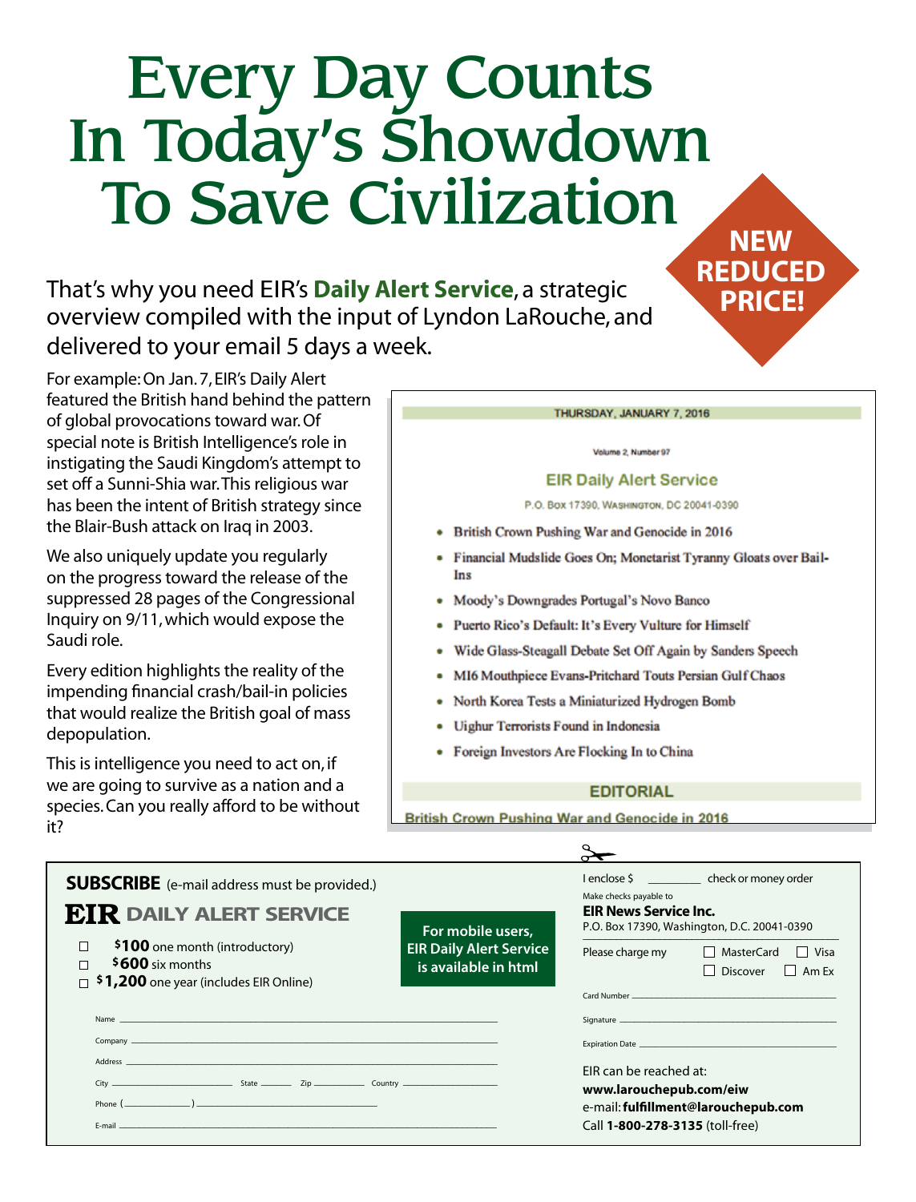# Every Day Counts In Today's Showdown To Save Civilization

**NEW REDUCED PRICE!**

That's why you need EIR's **Daily Alert Service**, a strategic overview compiled with the input of Lyndon LaRouche, and delivered to your email 5 days a week.

For example: On Jan. 7, EIR's Daily Alert featured the British hand behind the pattern of global provocations toward war. Of special note is British Intelligence's role in instigating the Saudi Kingdom's attempt to set off a Sunni-Shia war. This religious war has been the intent of British strategy since the Blair-Bush attack on Iraq in 2003.

We also uniquely update you regularly on the progress toward the release of the suppressed 28 pages of the Congressional Inquiry on 9/11, which would expose the Saudi role.

Every edition highlights the reality of the impending financial crash/bail-in policies that would realize the British goal of mass depopulation.

This is intelligence you need to act on, if we are going to survive as a nation and a species. Can you really afford to be without it?

THURSDAY, JANUARY 7, 2016

Volume 2, Number 97

**EIR Daily Alert Service**

P.O. Box 17390, Washington, DC 20041-0390

- British Crown Pushing War and Genocide in 2016
- Financial Mudslide Goes On; Monetarist Tyranny Gloats over Bail-Ins
- Moody's Downgrades Portugal's Novo Banco
- Puerto Rico's Default: It's Every Vulture for Himself
- Wide Glass-Steagall Debate Set Off Again by Sanders Speech
- MI6 Mouthpiece Evans-Pritchard Touts Persian Gulf Chaos
- North Korea Tests a Miniaturized Hydrogen Bomb
- Uighur Terrorists Found in Indonesia
- Foreign Investors Are Flocking In to China

**EDITORIAL**

British Crown Pushing War and Genocide in 2016

---

**SUBSCRIBE** (e-mail address must be provided.)

**EIR DAILY ALERT SERVICE**

- ☐ **$100** one month (introductory)
- ☐ **$600** six months
- ☐ **$1,200** one year (includes EIR Online)

**For mobile users, EIR Daily Alert Service is available in html**

Name ______________________

Company ______________________

Address ______________________

City ____________ State ______ Zip ________ Country ____________

Phone (________) ______________________

E-mail ______________________

I enclose $ ________ check or money order

Make checks payable to

**EIR News Service Inc.**

P.O. Box 17390, Washington, D.C. 20041-0390

Please charge my ☐ MasterCard ☐ Visa ☐ Discover ☐ Am Ex

Card Number ______________________

Signature ______________________

Expiration Date ______________________

EIR can be reached at:

**www.larouchepub.com/eiw**

e-mail: **fulfillment@larouchepub.com**

Call **1-800-278-3135** (toll-free)